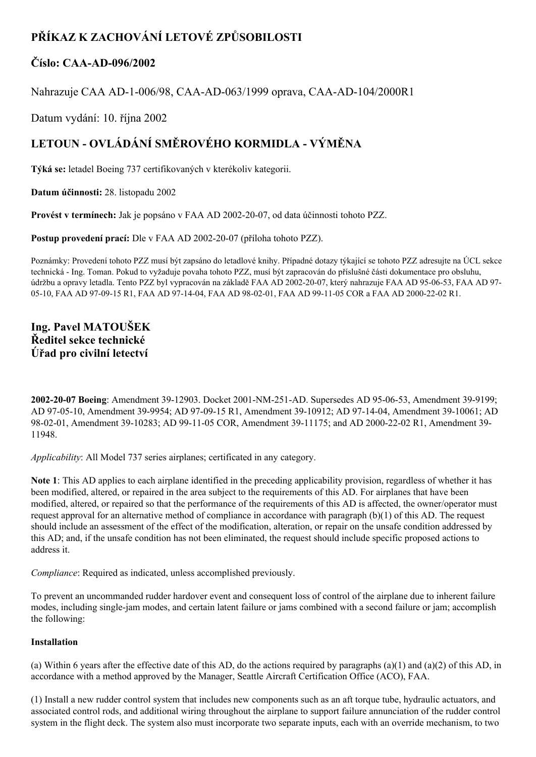# PŘÍKAZ K ZACHOVÁNÍ LETOVÉ ZPŮSOBILOSTI

## Číslo: CAA-AD-096/2002

Nahrazuje CAA AD-1-006/98, CAA-AD-063/1999 oprava, CAA-AD-104/2000R1

Datum vydání: 10. října 2002

## LETOUN - OVLÁDÁNÍ SMĚROVÉHO KORMIDLA - VÝMĚNA

**Týká se:** letadel Boeing 737 certifikovaných v kterékoliv kategorii.

**Datum účinnosti:** 28. listopadu 2002

**Provést v termínech:** Jak je popsáno v FAA AD 2002-20-07, od data účinnosti tohoto PZZ.

**Postup provedení prací:** Dle v FAA AD 2002-20-07 (příloha tohoto PZZ).

Poznámky: Provedení tohoto PZZ musí být zapsáno do letadlové knihy. Případné dotazy týkající se tohoto PZZ adresujte na ÚCL sekce technická - Ing. Toman. Pokud to vyžaduje povaha tohoto PZZ, musí být zapracován do příslušné části dokumentace pro obsluhu, údržbu a opravy letadla. Tento PZZ byl vypracován na základě FAA AD 2002-20-07, který nahrazuje FAA AD 95-06-53, FAA AD 97-05-10, FAA AD 97-09-15 R1, FAA AD 97-14-04, FAA AD 98-02-01, FAA AD 99-11-05 COR a FAA AD 2000-22-02 R1.

**Ing. Pavel MATOUŠEK**
**Ředitel sekce technické**
**Úřad pro civilní letectví**

**2002-20-07 Boeing**: Amendment 39-12903. Docket 2001-NM-251-AD. Supersedes AD 95-06-53, Amendment 39-9199; AD 97-05-10, Amendment 39-9954; AD 97-09-15 R1, Amendment 39-10912; AD 97-14-04, Amendment 39-10061; AD 98-02-01, Amendment 39-10283; AD 99-11-05 COR, Amendment 39-11175; and AD 2000-22-02 R1, Amendment 39-11948.

*Applicability*: All Model 737 series airplanes; certificated in any category.

**Note 1**: This AD applies to each airplane identified in the preceding applicability provision, regardless of whether it has been modified, altered, or repaired in the area subject to the requirements of this AD. For airplanes that have been modified, altered, or repaired so that the performance of the requirements of this AD is affected, the owner/operator must request approval for an alternative method of compliance in accordance with paragraph (b)(1) of this AD. The request should include an assessment of the effect of the modification, alteration, or repair on the unsafe condition addressed by this AD; and, if the unsafe condition has not been eliminated, the request should include specific proposed actions to address it.

*Compliance*: Required as indicated, unless accomplished previously.

To prevent an uncommanded rudder hardover event and consequent loss of control of the airplane due to inherent failure modes, including single-jam modes, and certain latent failure or jams combined with a second failure or jam; accomplish the following:

**Installation**

(a) Within 6 years after the effective date of this AD, do the actions required by paragraphs (a)(1) and (a)(2) of this AD, in accordance with a method approved by the Manager, Seattle Aircraft Certification Office (ACO), FAA.

(1) Install a new rudder control system that includes new components such as an aft torque tube, hydraulic actuators, and associated control rods, and additional wiring throughout the airplane to support failure annunciation of the rudder control system in the flight deck. The system also must incorporate two separate inputs, each with an override mechanism, to two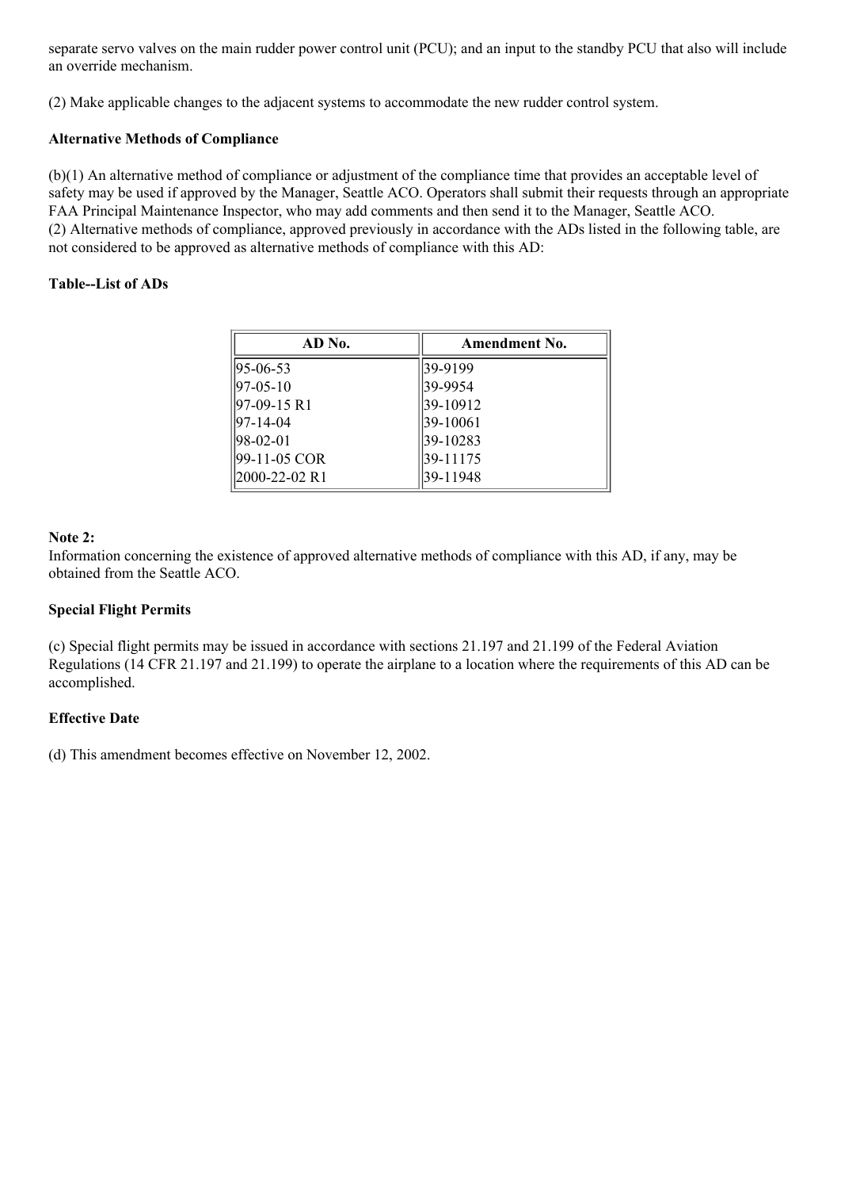separate servo valves on the main rudder power control unit (PCU); and an input to the standby PCU that also will include an override mechanism.

(2) Make applicable changes to the adjacent systems to accommodate the new rudder control system.

**Alternative Methods of Compliance**

(b)(1) An alternative method of compliance or adjustment of the compliance time that provides an acceptable level of safety may be used if approved by the Manager, Seattle ACO. Operators shall submit their requests through an appropriate FAA Principal Maintenance Inspector, who may add comments and then send it to the Manager, Seattle ACO.
(2) Alternative methods of compliance, approved previously in accordance with the ADs listed in the following table, are not considered to be approved as alternative methods of compliance with this AD:

**Table--List of ADs**

| AD No. | Amendment No. |
|---|---|
| 95-06-53 | 39-9199 |
| 97-05-10 | 39-9954 |
| 97-09-15 R1 | 39-10912 |
| 97-14-04 | 39-10061 |
| 98-02-01 | 39-10283 |
| 99-11-05 COR | 39-11175 |
| 2000-22-02 R1 | 39-11948 |

**Note 2:**
Information concerning the existence of approved alternative methods of compliance with this AD, if any, may be obtained from the Seattle ACO.

**Special Flight Permits**

(c) Special flight permits may be issued in accordance with sections 21.197 and 21.199 of the Federal Aviation Regulations (14 CFR 21.197 and 21.199) to operate the airplane to a location where the requirements of this AD can be accomplished.

**Effective Date**

(d) This amendment becomes effective on November 12, 2002.